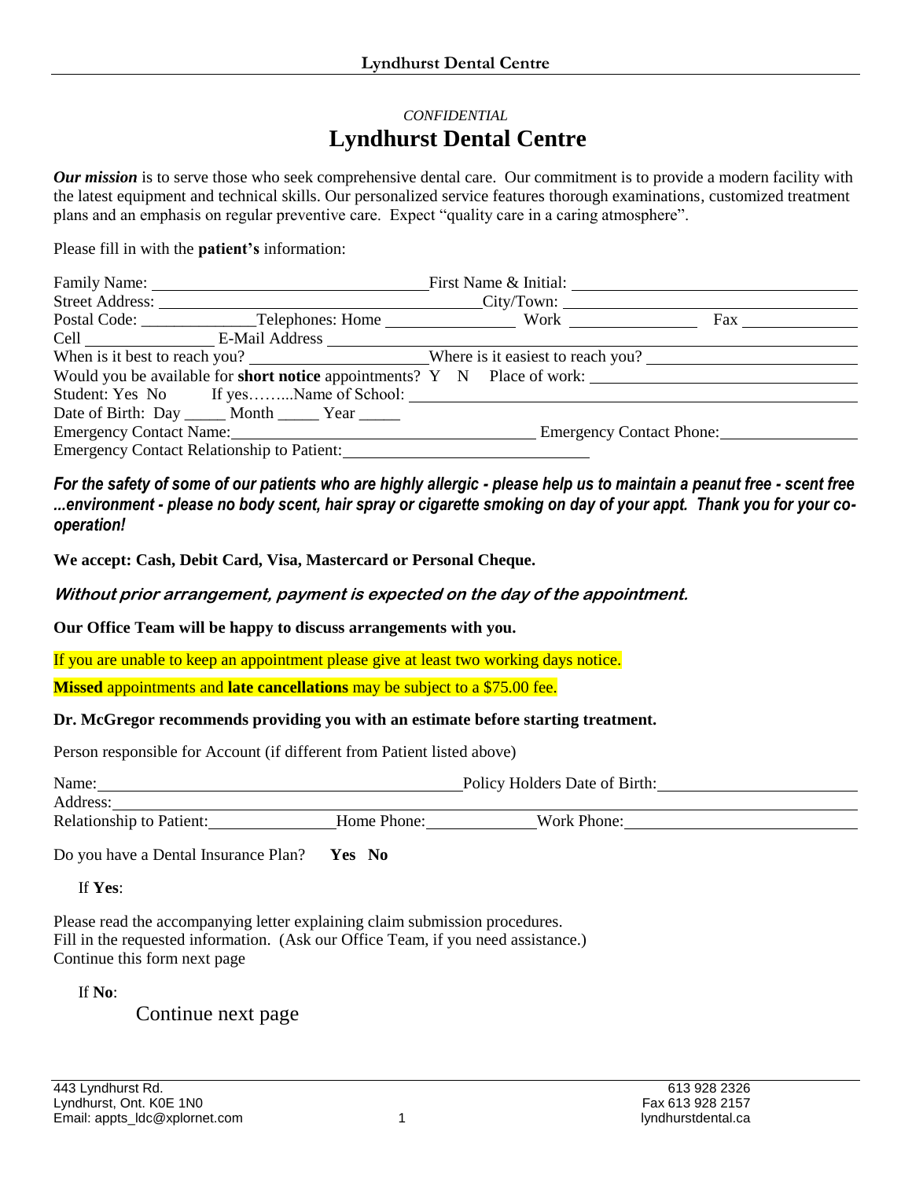*CONFIDENTIAL*

# Lyndhurst Dental Centre

***Our mission*** is to serve those who seek comprehensive dental care. Our commitment is to provide a modern facility with the latest equipment and technical skills. Our personalized service features thorough examinations, customized treatment plans and an emphasis on regular preventive care. Expect "quality care in a caring atmosphere".

Please fill in with the **patient's** information:

Family Name: ______________________ First Name & Initial: ______________________

Street Address: ______________________ City/Town: ______________________

Postal Code: ____________ Telephones: Home ____________ Work ____________ Fax ____________

Cell ____________ E-Mail Address ______________________

When is it best to reach you? ______________ Where is it easiest to reach you? ______________

Would you be available for **short notice** appointments? Y N Place of work: ______________

Student: Yes No If yes……..Name of School: ______________________

Date of Birth: Day _____ Month _____ Year _____

Emergency Contact Name: ______________________ Emergency Contact Phone: ______________

Emergency Contact Relationship to Patient: ______________________

***For the safety of some of our patients who are highly allergic - please help us to maintain a peanut free - scent free ...environment - please no body scent, hair spray or cigarette smoking on day of your appt. Thank you for your co-operation!***

**We accept: Cash, Debit Card, Visa, Mastercard or Personal Cheque.**

***Without prior arrangement, payment is expected on the day of the appointment.***

**Our Office Team will be happy to discuss arrangements with you.**

If you are unable to keep an appointment please give at least two working days notice.

**Missed** appointments and **late cancellations** may be subject to a $75.00 fee.

**Dr. McGregor recommends providing you with an estimate before starting treatment.**

Person responsible for Account (if different from Patient listed above)

Name: ______________________ Policy Holders Date of Birth: ______________

Address: ______________________

Relationship to Patient: ______________ Home Phone: ______________ Work Phone: ______________

Do you have a Dental Insurance Plan? **Yes No**

If **Yes**:

Please read the accompanying letter explaining claim submission procedures.
Fill in the requested information. (Ask our Office Team, if you need assistance.)
Continue this form next page

If **No**:

Continue next page

443 Lyndhurst Rd.
Lyndhurst, Ont. K0E 1N0
Email: appts_ldc@xplornet.com

613 928 2326
Fax 613 928 2157
lyndhurstdental.ca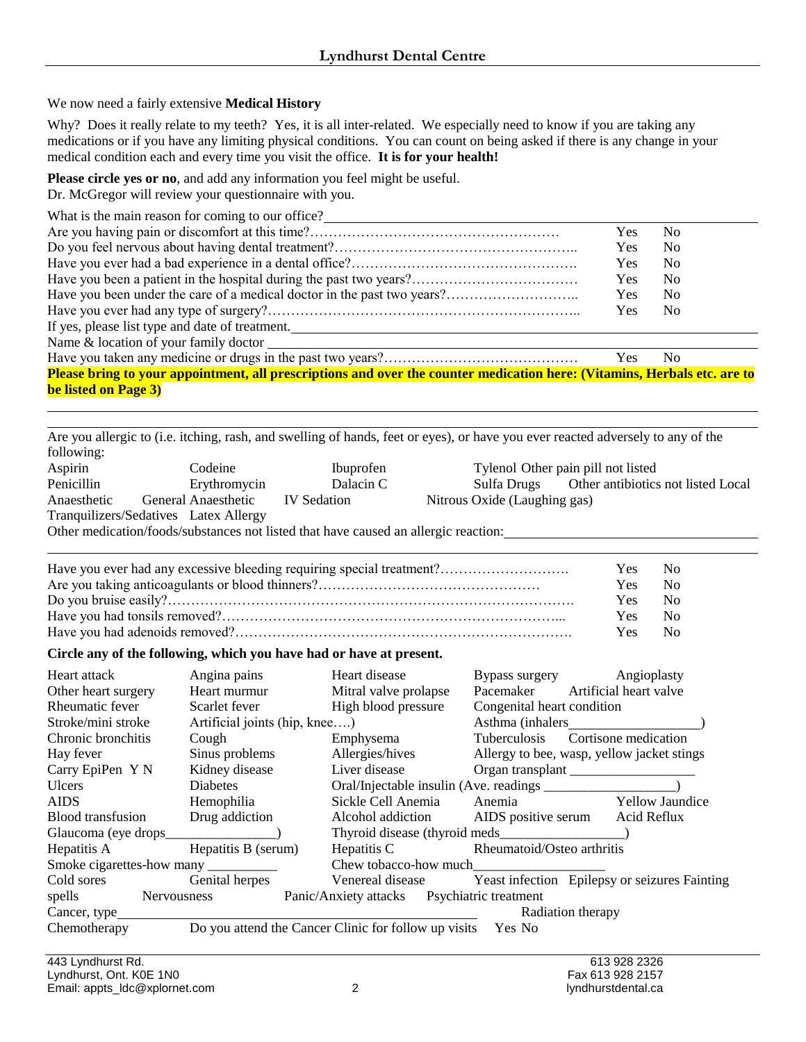# Lyndhurst Dental Centre

We now need a fairly extensive **Medical History**

Why? Does it really relate to my teeth? Yes, it is all inter-related. We especially need to know if you are taking any medications or if you have any limiting physical conditions. You can count on being asked if there is any change in your medical condition each and every time you visit the office. **It is for your health!**

**Please circle yes or no**, and add any information you feel might be useful.
Dr. McGregor will review your questionnaire with you.

What is the main reason for coming to our office? ____________________

| | | |
|---|---|---|
| Are you having pain or discomfort at this time?…………………………………………… | Yes | No |
| Do you feel nervous about having dental treatment?…………………………………………….. | Yes | No |
| Have you ever had a bad experience in a dental office?…………………………………………. | Yes | No |
| Have you been a patient in the hospital during the past two years?……………………………… | Yes | No |
| Have you been under the care of a medical doctor in the past two years?……………………….. | Yes | No |
| Have you ever had any type of surgery?………………………………………………………….. | Yes | No |

If yes, please list type and date of treatment. ____________________

Name & location of your family doctor ____________________

| | | |
|---|---|---|
| Have you taken any medicine or drugs in the past two years?…………………………………… | Yes | No |

**Please bring to your appointment, all prescriptions and over the counter medication here: (Vitamins, Herbals etc. are to be listed on Page 3)**

____________________

____________________

Are you allergic to (i.e. itching, rash, and swelling of hands, feet or eyes), or have you ever reacted adversely to any of the following:

Aspirin Codeine Ibuprofen Tylenol Other pain pill not listed
Penicillin Erythromycin Dalacin C Sulfa Drugs Other antibiotics not listed Local Anaesthetic General Anaesthetic IV Sedation Nitrous Oxide (Laughing gas)
Tranquilizers/Sedatives Latex Allergy

Other medication/foods/substances not listed that have caused an allergic reaction: ____________________

____________________

| | | |
|---|---|---|
| Have you ever had any excessive bleeding requiring special treatment?………………………. | Yes | No |
| Are you taking anticoagulants or blood thinners?………………………………………… | Yes | No |
| Do you bruise easily?…………………………………………………………………………. | Yes | No |
| Have you had tonsils removed?……………………………………………………………... | Yes | No |
| Have you had adenoids removed?…………………………………………………………. | Yes | No |

**Circle any of the following, which you have had or have at present.**

| | | | | |
|---|---|---|---|---|
| Heart attack | Angina pains | Heart disease | Bypass surgery | Angioplasty |
| Other heart surgery | Heart murmur | Mitral valve prolapse | Pacemaker | Artificial heart valve |
| Rheumatic fever | Scarlet fever | High blood pressure | Congenital heart condition | |
| Stroke/mini stroke | Artificial joints (hip, knee….) | | Asthma (inhalers__________________) | |
| Chronic bronchitis | Cough | Emphysema | Tuberculosis | Cortisone medication |
| Hay fever | Sinus problems | Allergies/hives | Allergy to bee, wasp, yellow jacket stings | |
| Carry EpiPen Y N | Kidney disease | Liver disease | Organ transplant __________________ | |
| Ulcers | Diabetes | Oral/Injectable insulin (Ave. readings __________________) | | |
| AIDS | Hemophilia | Sickle Cell Anemia | Anemia | Yellow Jaundice |
| Blood transfusion | Drug addiction | Alcohol addiction | AIDS positive serum | Acid Reflux |
| Glaucoma (eye drops________________) | | Thyroid disease (thyroid meds_________________) | | |
| Hepatitis A | Hepatitis B (serum) | Hepatitis C | Rheumatoid/Osteo arthritis | |
| Smoke cigarettes-how many __________ | | Chew tobacco-how much__________________ | | |
| Cold sores | Genital herpes | Venereal disease | Yeast infection | Epilepsy or seizures Fainting spells |
| Nervousness | Panic/Anxiety attacks | Psychiatric treatment | | |
| Cancer, type____________________ | | | Radiation therapy | |
| Chemotherapy | Do you attend the Cancer Clinic for follow up visits Yes No | | | |

443 Lyndhurst Rd.
Lyndhurst, Ont. K0E 1N0
Email: appts_ldc@xplornet.com

613 928 2326
Fax 613 928 2157
lyndhurstdental.ca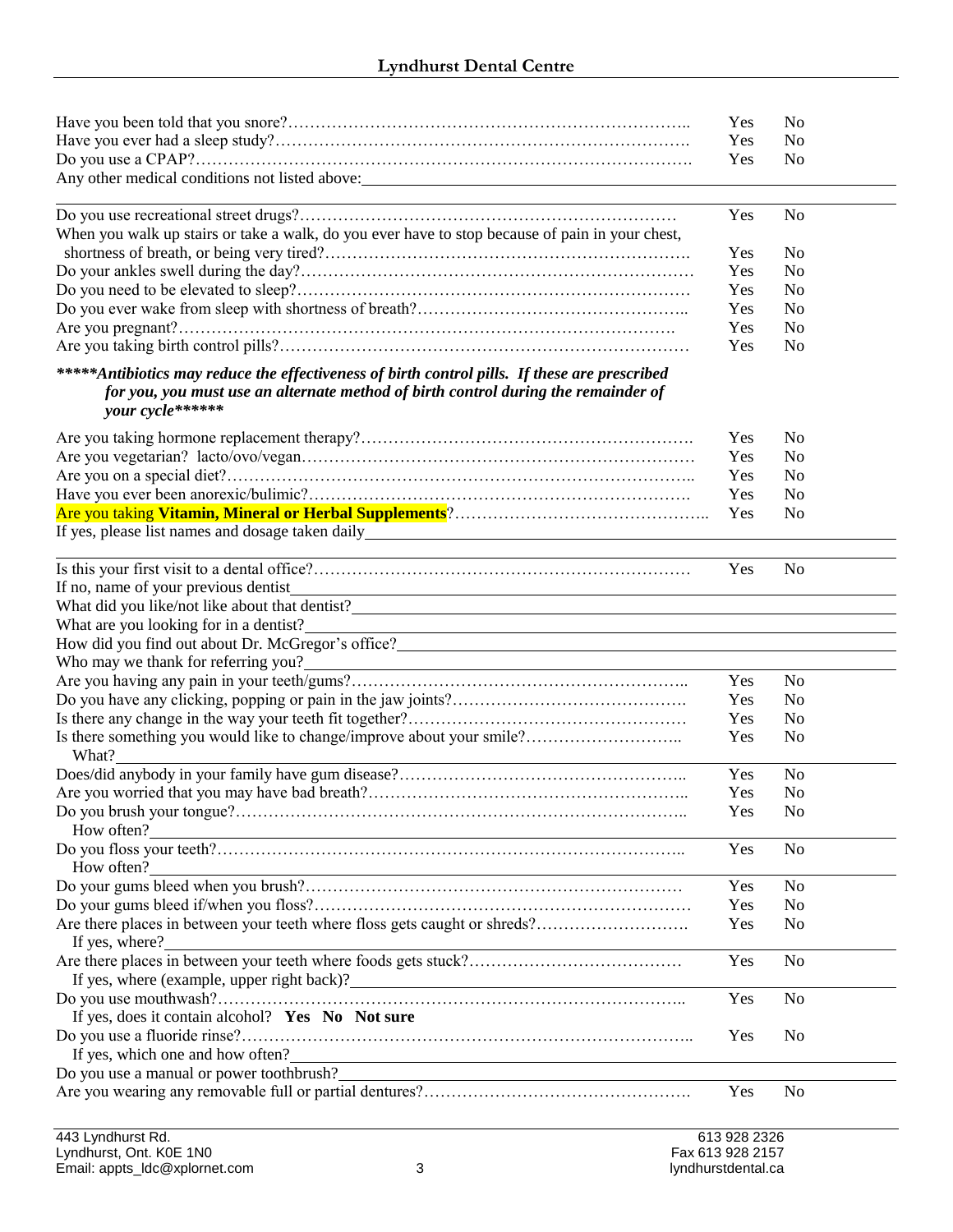Have you been told that you snore?………………………………………………………………….. Yes No
Have you ever had a sleep study?……………………………………………………………………. Yes No
Do you use a CPAP?…………………………………………………………………………………. Yes No
Any other medical conditions not listed above:_______________________________________________

Do you use recreational street drugs?…………………………………………………………… Yes No
When you walk up stairs or take a walk, do you ever have to stop because of pain in your chest, shortness of breath, or being very tired?……………………………………………………………. Yes No
Do your ankles swell during the day?……………………………………………………………… Yes No
Do you need to be elevated to sleep?……………………………………………………………… Yes No
Do you ever wake from sleep with shortness of breath?……………………………………….. Yes No
Are you pregnant?…………………………………………………………………………………. Yes No
Are you taking birth control pills?………………………………………………………………… Yes No

***\*\*\*\*\*Antibiotics may reduce the effectiveness of birth control pills. If these are prescribed for you, you must use an alternate method of birth control during the remainder of your cycle\*\*\*\*\*\****

Are you taking hormone replacement therapy?……………………………………………………. Yes No
Are you vegetarian? lacto/ovo/vegan……………………………………………………………… Yes No
Are you on a special diet?………………………………………………………………………….. Yes No
Have you ever been anorexic/bulimic?……………………………………………………………. Yes No
Are you taking **Vitamin, Mineral or Herbal Supplements**?……………………………………….. Yes No
If yes, please list names and dosage taken daily_______________________________________________

Is this your first visit to a dental office?…………………………………………………………… Yes No
If no, name of your previous dentist_______________________________________________
What did you like/not like about that dentist?_______________________________________________
What are you looking for in a dentist?_______________________________________________
How did you find out about Dr. McGregor's office?_______________________________________________
Who may we thank for referring you?_______________________________________________
Are you having any pain in your teeth/gums?…………………………………………………….. Yes No
Do you have any clicking, popping or pain in the jaw joints?……………………………………. Yes No
Is there any change in the way your teeth fit together?…………………………………………… Yes No
Is there something you would like to change/improve about your smile?……………………….. Yes No
What?_______________________________________________
Does/did anybody in your family have gum disease?…………………………………………….. Yes No
Are you worried that you may have bad breath?…………………………………………………. Yes No
Do you brush your tongue?……………………………………………………………………….. Yes No
How often?_______________________________________________
Do you floss your teeth?………………………………………………………………………….. Yes No
How often?_______________________________________________
Do your gums bleed when you brush?…………………………………………………………… Yes No
Do your gums bleed if/when you floss?…………………………………………………………… Yes No
Are there places in between your teeth where floss gets caught or shreds?……………………… Yes No
If yes, where?_______________________________________________
Are there places in between your teeth where foods gets stuck?………………………………… Yes No
If yes, where (example, upper right back)?_______________________________________________
Do you use mouthwash?…………………………………………………………………………. Yes No
If yes, does it contain alcohol? **Yes No Not sure**
Do you use a fluoride rinse?……………………………………………………………………….. Yes No
If yes, which one and how often?_______________________________________________
Do you use a manual or power toothbrush?_______________________________________________
Are you wearing any removable full or partial dentures?…………………………………………. Yes No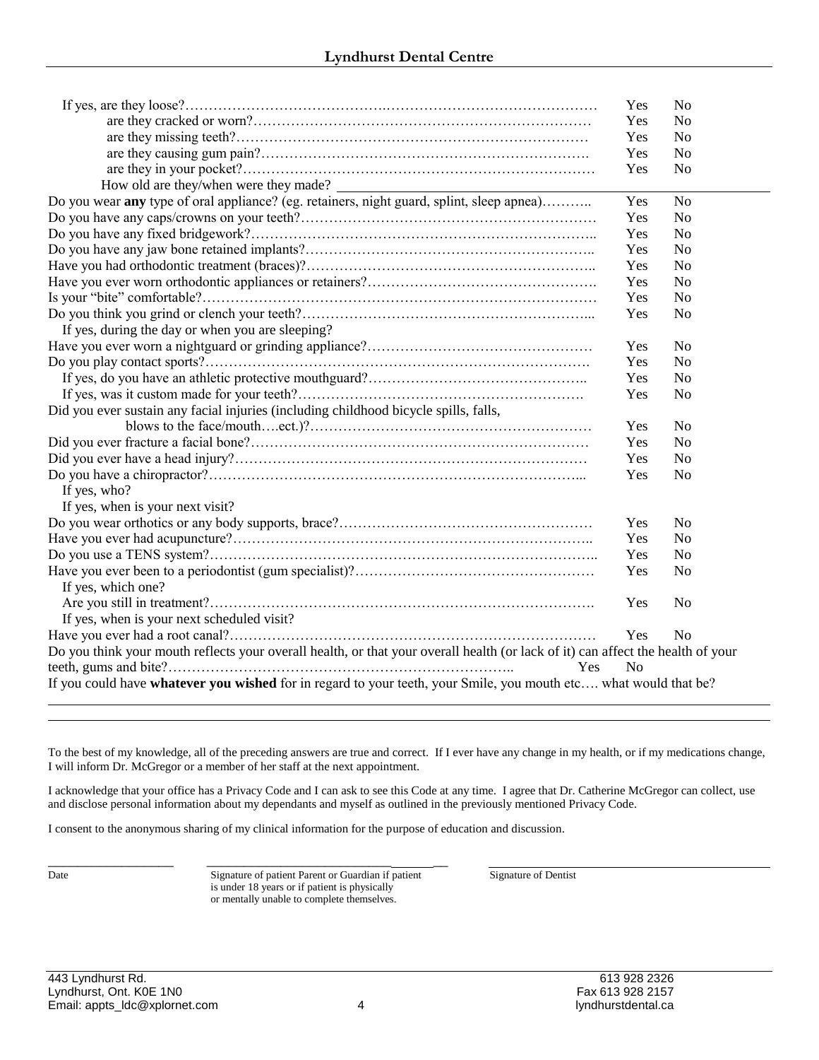## Lyndhurst Dental Centre

| | | |
|---|---|---|
| If yes, are they loose? | Yes | No |
| are they cracked or worn? | Yes | No |
| are they missing teeth? | Yes | No |
| are they causing gum pain? | Yes | No |
| are they in your pocket? | Yes | No |
| How old are they/when were they made? ______ | | |
| Do you wear **any** type of oral appliance? (eg. retainers, night guard, splint, sleep apnea) | Yes | No |
| Do you have any caps/crowns on your teeth? | Yes | No |
| Do you have any fixed bridgework? | Yes | No |
| Do you have any jaw bone retained implants? | Yes | No |
| Have you had orthodontic treatment (braces)? | Yes | No |
| Have you ever worn orthodontic appliances or retainers? | Yes | No |
| Is your "bite" comfortable? | Yes | No |
| Do you think you grind or clench your teeth? | Yes | No |
| If yes, during the day or when you are sleeping? | | |
| Have you ever worn a nightguard or grinding appliance? | Yes | No |
| Do you play contact sports? | Yes | No |
| If yes, do you have an athletic protective mouthguard? | Yes | No |
| If yes, was it custom made for your teeth? | Yes | No |
| Did you ever sustain any facial injuries (including childhood bicycle spills, falls, blows to the face/mouth….ect.)? | Yes | No |
| Did you ever fracture a facial bone? | Yes | No |
| Did you ever have a head injury? | Yes | No |
| Do you have a chiropractor? | Yes | No |
| If yes, who? | | |
| If yes, when is your next visit? | | |
| Do you wear orthotics or any body supports, brace? | Yes | No |
| Have you ever had acupuncture? | Yes | No |
| Do you use a TENS system? | Yes | No |
| Have you ever been to a periodontist (gum specialist)? | Yes | No |
| If yes, which one? | | |
| Are you still in treatment? | Yes | No |
| If yes, when is your next scheduled visit? | | |
| Have you ever had a root canal? | Yes | No |
| Do you think your mouth reflects your overall health, or that your overall health (or lack of it) can affect the health of your teeth, gums and bite? | Yes | No |

If you could have **whatever you wished** for in regard to your teeth, your Smile, you mouth etc…. what would that be?

______________________________________________________________________

______________________________________________________________________

To the best of my knowledge, all of the preceding answers are true and correct. If I ever have any change in my health, or if my medications change, I will inform Dr. McGregor or a member of her staff at the next appointment.

I acknowledge that your office has a Privacy Code and I can ask to see this Code at any time. I agree that Dr. Catherine McGregor can collect, use and disclose personal information about my dependants and myself as outlined in the previously mentioned Privacy Code.

I consent to the anonymous sharing of my clinical information for the purpose of education and discussion.

| | | |
|---|---|---|
| ___________________ | ___________________________________ | ___________________________________ |
| Date | Signature of patient Parent or Guardian if patient is under 18 years or if patient is physically or mentally unable to complete themselves. | Signature of Dentist |

443 Lyndhurst Rd.
Lyndhurst, Ont. K0E 1N0
Email: appts_ldc@xplornet.com

613 928 2326
Fax 613 928 2157
lyndhurstdental.ca